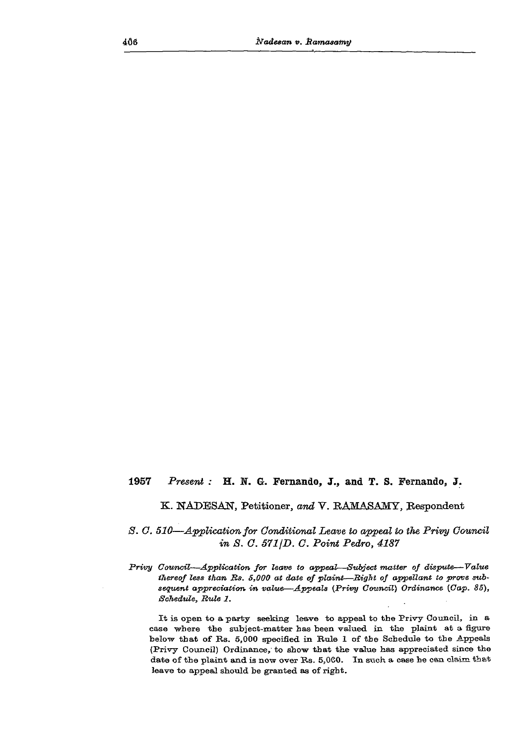**1957** *Present :* **H. N. G. Fernando, J., and T. S. Fernando, J.**

K. NADESAN, Petitioner, *and* V. RAMASAMY, Respondent

*S. C. 510—Application for Conditional Leave to appeal to the Privy Council in S. C. 571/D. C. Point Pedro, 4187*

*Privy Council—Application for leave to appeal—Subject matter of dispute—Value thereof less than Rs. 5,000 at date of plaint—Right of appellant to prove subsequent appreciation in value—Appeals (Privy Council) Ordinance (Cap. 85), Schedule, Rule 1.*

It is open to a party seeking leave to appeal to the Privy Council, in a case where the subject-matter has been valued in the plaint at a figure below that of Rs. 5,000 specified in Rule 1 of the Schedule to the Appeals (Privy Council) Ordinance, to show that the value has appreciated since the date of the plaint and is now over Rs. 5,000. In such a case he can claim that leave to appeal should be granted as of right.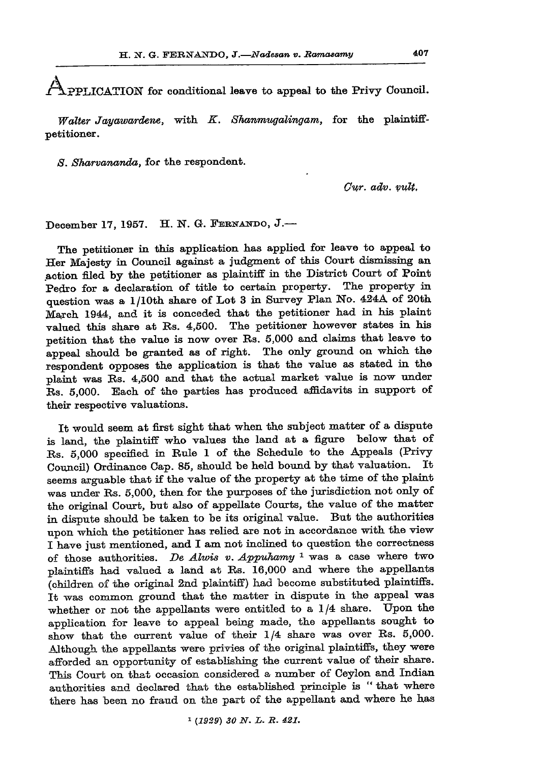APPLICATION for conditional leave to appeal to the Privy Council.

*Walter Jayawardene*, with *K. Shanmugalingam*, for the plaintiff-petitioner.

*S. Sharvananda*, for the respondent.

*Cur. adv. vult.*

December 17, 1957. H. N. G. FERNANDO, J.—

The petitioner in this application has applied for leave to appeal to Her Majesty in Council against a judgment of this Court dismissing an action filed by the petitioner as plaintiff in the District Court of Point Pedro for a declaration of title to certain property. The property in question was a 1/10th share of Lot 3 in Survey Plan No. 424A of 20th March 1944, and it is conceded that the petitioner had in his plaint valued this share at Rs. 4,500. The petitioner however states in his petition that the value is now over Rs. 5,000 and claims that leave to appeal should be granted as of right. The only ground on which the respondent opposes the application is that the value as stated in the plaint was Rs. 4,500 and that the actual market value is now under Rs. 5,000. Each of the parties has produced affidavits in support of their respective valuations.

It would seem at first sight that when the subject matter of a dispute is land, the plaintiff who values the land at a figure below that of Rs. 5,000 specified in Rule 1 of the Schedule to the Appeals (Privy Council) Ordinance Cap. 85, should be held bound by that valuation. It seems arguable that if the value of the property at the time of the plaint was under Rs. 5,000, then for the purposes of the jurisdiction not only of the original Court, but also of appellate Courts, the value of the matter in dispute should be taken to be its original value. But the authorities upon which the petitioner has relied are not in accordance with the view I have just mentioned, and I am not inclined to question the correctness of those authorities. *De Alwis v. Appuhamy* [1] was a case where two plaintiffs had valued a land at Rs. 16,000 and where the appellants (children of the original 2nd plaintiff) had become substituted plaintiffs. It was common ground that the matter in dispute in the appeal was whether or not the appellants were entitled to a 1/4 share. Upon the application for leave to appeal being made, the appellants sought to show that the current value of their 1/4 share was over Rs. 5,000. Although the appellants were privies of the original plaintiffs, they were afforded an opportunity of establishing the current value of their share. This Court on that occasion considered a number of Ceylon and Indian authorities and declared that the established principle is " that where there has been no fraud on the part of the appellant and where he has

[1] *(1929) 30 N. L. R. 421.*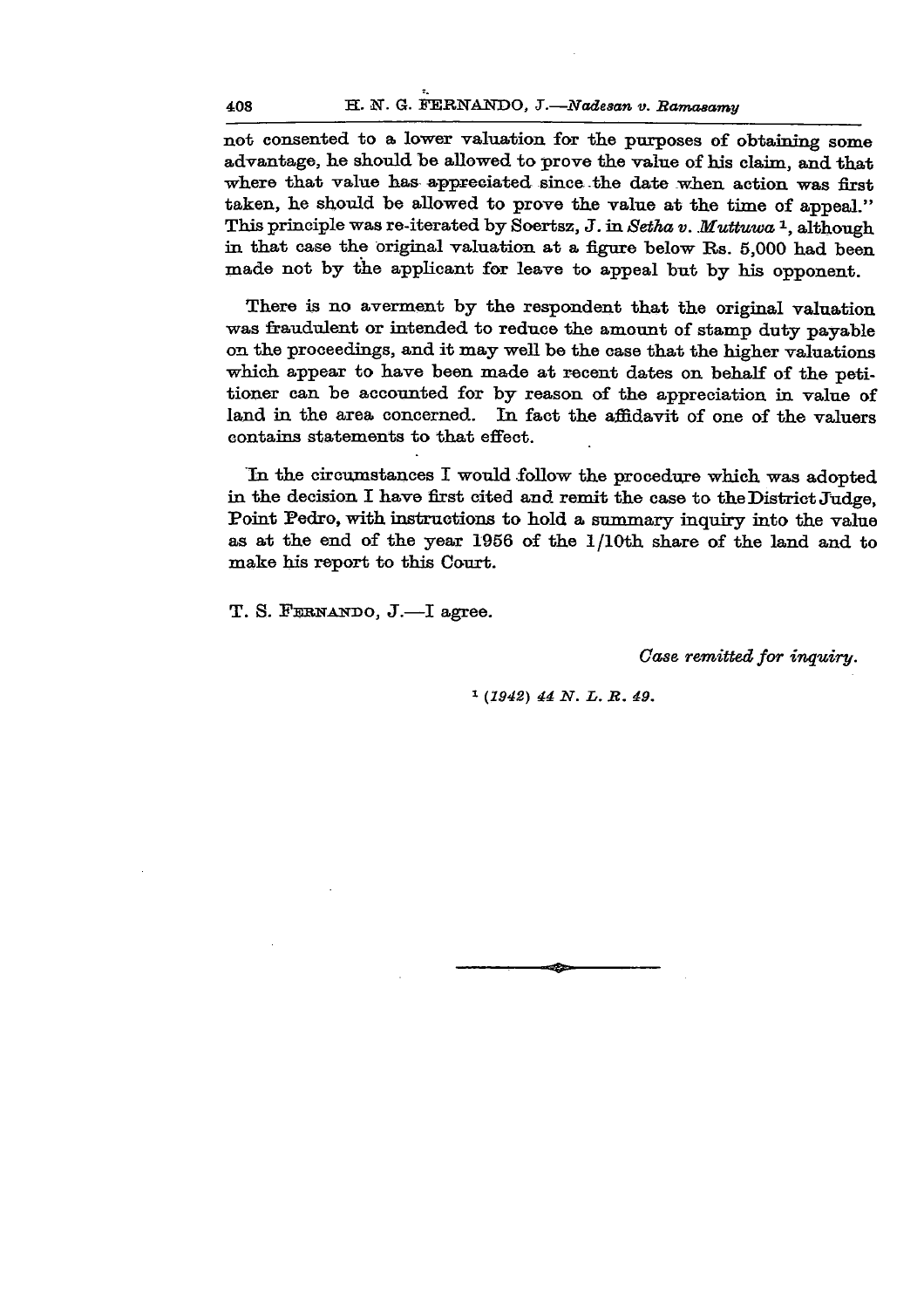not consented to a lower valuation for the purposes of obtaining some advantage, he should be allowed to prove the value of his claim, and that where that value has appreciated since the date when action was first taken, he should be allowed to prove the value at the time of appeal." This principle was re-iterated by Soertsz, J. in *Setha v. Muttuwa* [1], although in that case the original valuation at a figure below Rs. 5,000 had been made not by the applicant for leave to appeal but by his opponent.

There is no averment by the respondent that the original valuation was fraudulent or intended to reduce the amount of stamp duty payable on the proceedings, and it may well be the case that the higher valuations which appear to have been made at recent dates on behalf of the petitioner can be accounted for by reason of the appreciation in value of land in the area concerned. In fact the affidavit of one of the valuers contains statements to that effect.

In the circumstances I would follow the procedure which was adopted in the decision I have first cited and remit the case to the District Judge, Point Pedro, with instructions to hold a summary inquiry into the value as at the end of the year 1956 of the 1/10th share of the land and to make his report to this Court.

T. S. FERNANDO, J.—I agree.

*Case remitted for inquiry.*

[1] *(1942) 44 N. L. R. 49.*